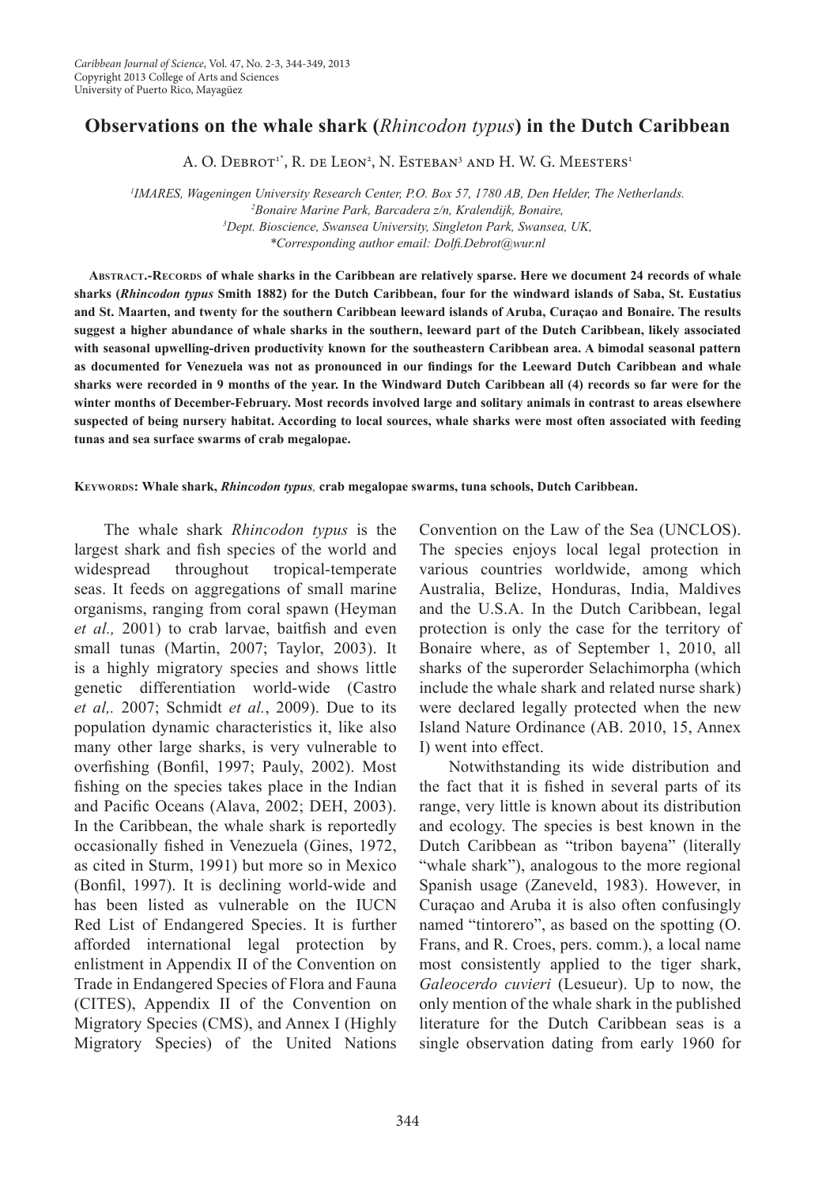# Observations on the whale shark (*Rhincodon typus*) in the Dutch Caribbean

A. O. Debrot[1*], R. de Leon[2], N. Esteban[3] and H. W. G. Meesters[1]

[1]IMARES, Wageningen University Research Center, P.O. Box 57, 1780 AB, Den Helder, The Netherlands.
[2]Bonaire Marine Park, Barcadera z/n, Kralendijk, Bonaire,
[3]Dept. Bioscience, Swansea University, Singleton Park, Swansea, UK,
*Corresponding author email: Dolfi.Debrot@wur.nl

**Abstract.-Records of whale sharks in the Caribbean are relatively sparse. Here we document 24 records of whale sharks (*Rhincodon typus* Smith 1882) for the Dutch Caribbean, four for the windward islands of Saba, St. Eustatius and St. Maarten, and twenty for the southern Caribbean leeward islands of Aruba, Curaçao and Bonaire. The results suggest a higher abundance of whale sharks in the southern, leeward part of the Dutch Caribbean, likely associated with seasonal upwelling-driven productivity known for the southeastern Caribbean area. A bimodal seasonal pattern as documented for Venezuela was not as pronounced in our findings for the Leeward Dutch Caribbean and whale sharks were recorded in 9 months of the year. In the Windward Dutch Caribbean all (4) records so far were for the winter months of December-February. Most records involved large and solitary animals in contrast to areas elsewhere suspected of being nursery habitat. According to local sources, whale sharks were most often associated with feeding tunas and sea surface swarms of crab megalopae.**

**Keywords: Whale shark, *Rhincodon typus,* crab megalopae swarms, tuna schools, Dutch Caribbean.**

The whale shark *Rhincodon typus* is the largest shark and fish species of the world and widespread throughout tropical-temperate seas. It feeds on aggregations of small marine organisms, ranging from coral spawn (Heyman *et al.,* 2001) to crab larvae, baitfish and even small tunas (Martin, 2007; Taylor, 2003). It is a highly migratory species and shows little genetic differentiation world-wide (Castro *et al,.* 2007; Schmidt *et al.*, 2009). Due to its population dynamic characteristics it, like also many other large sharks, is very vulnerable to overfishing (Bonfil, 1997; Pauly, 2002). Most fishing on the species takes place in the Indian and Pacific Oceans (Alava, 2002; DEH, 2003). In the Caribbean, the whale shark is reportedly occasionally fished in Venezuela (Gines, 1972, as cited in Sturm, 1991) but more so in Mexico (Bonfil, 1997). It is declining world-wide and has been listed as vulnerable on the IUCN Red List of Endangered Species. It is further afforded international legal protection by enlistment in Appendix II of the Convention on Trade in Endangered Species of Flora and Fauna (CITES), Appendix II of the Convention on Migratory Species (CMS), and Annex I (Highly Migratory Species) of the United Nations Convention on the Law of the Sea (UNCLOS). The species enjoys local legal protection in various countries worldwide, among which Australia, Belize, Honduras, India, Maldives and the U.S.A. In the Dutch Caribbean, legal protection is only the case for the territory of Bonaire where, as of September 1, 2010, all sharks of the superorder Selachimorpha (which include the whale shark and related nurse shark) were declared legally protected when the new Island Nature Ordinance (AB. 2010, 15, Annex I) went into effect.

Notwithstanding its wide distribution and the fact that it is fished in several parts of its range, very little is known about its distribution and ecology. The species is best known in the Dutch Caribbean as "tribon bayena" (literally "whale shark"), analogous to the more regional Spanish usage (Zaneveld, 1983). However, in Curaçao and Aruba it is also often confusingly named "tintorero", as based on the spotting (O. Frans, and R. Croes, pers. comm.), a local name most consistently applied to the tiger shark, *Galeocerdo cuvieri* (Lesueur). Up to now, the only mention of the whale shark in the published literature for the Dutch Caribbean seas is a single observation dating from early 1960 for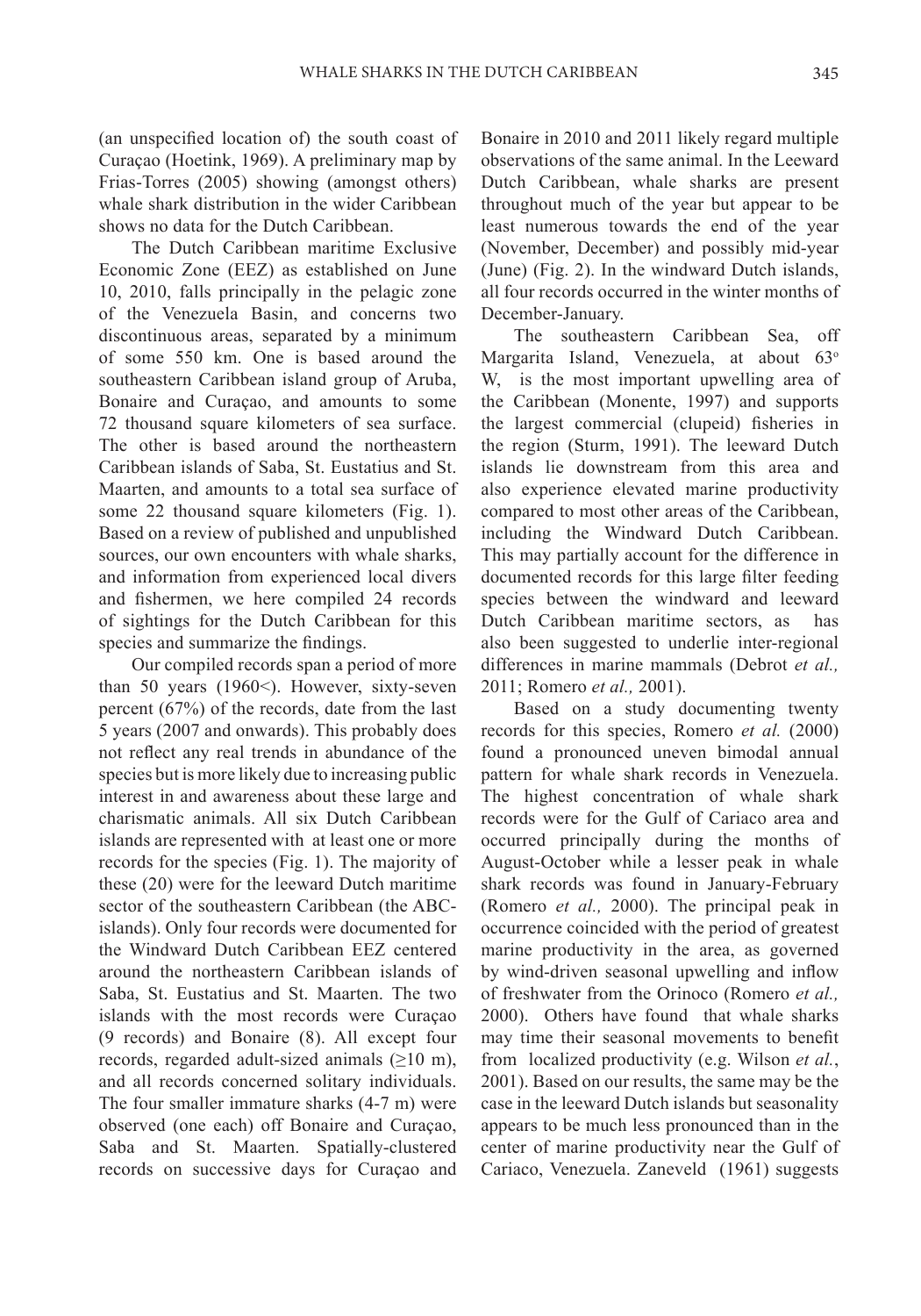(an unspecified location of) the south coast of Curaçao (Hoetink, 1969). A preliminary map by Frias-Torres (2005) showing (amongst others) whale shark distribution in the wider Caribbean shows no data for the Dutch Caribbean.

The Dutch Caribbean maritime Exclusive Economic Zone (EEZ) as established on June 10, 2010, falls principally in the pelagic zone of the Venezuela Basin, and concerns two discontinuous areas, separated by a minimum of some 550 km. One is based around the southeastern Caribbean island group of Aruba, Bonaire and Curaçao, and amounts to some 72 thousand square kilometers of sea surface. The other is based around the northeastern Caribbean islands of Saba, St. Eustatius and St. Maarten, and amounts to a total sea surface of some 22 thousand square kilometers (Fig. 1). Based on a review of published and unpublished sources, our own encounters with whale sharks, and information from experienced local divers and fishermen, we here compiled 24 records of sightings for the Dutch Caribbean for this species and summarize the findings.

Our compiled records span a period of more than 50 years (1960<). However, sixty-seven percent (67%) of the records, date from the last 5 years (2007 and onwards). This probably does not reflect any real trends in abundance of the species but is more likely due to increasing public interest in and awareness about these large and charismatic animals. All six Dutch Caribbean islands are represented with at least one or more records for the species (Fig. 1). The majority of these (20) were for the leeward Dutch maritime sector of the southeastern Caribbean (the ABC-islands). Only four records were documented for the Windward Dutch Caribbean EEZ centered around the northeastern Caribbean islands of Saba, St. Eustatius and St. Maarten. The two islands with the most records were Curaçao (9 records) and Bonaire (8). All except four records, regarded adult-sized animals (≥10 m), and all records concerned solitary individuals. The four smaller immature sharks (4-7 m) were observed (one each) off Bonaire and Curaçao, Saba and St. Maarten. Spatially-clustered records on successive days for Curaçao and Bonaire in 2010 and 2011 likely regard multiple observations of the same animal. In the Leeward Dutch Caribbean, whale sharks are present throughout much of the year but appear to be least numerous towards the end of the year (November, December) and possibly mid-year (June) (Fig. 2). In the windward Dutch islands, all four records occurred in the winter months of December-January.

The southeastern Caribbean Sea, off Margarita Island, Venezuela, at about 63° W, is the most important upwelling area of the Caribbean (Monente, 1997) and supports the largest commercial (clupeid) fisheries in the region (Sturm, 1991). The leeward Dutch islands lie downstream from this area and also experience elevated marine productivity compared to most other areas of the Caribbean, including the Windward Dutch Caribbean. This may partially account for the difference in documented records for this large filter feeding species between the windward and leeward Dutch Caribbean maritime sectors, as has also been suggested to underlie inter-regional differences in marine mammals (Debrot *et al.,* 2011; Romero *et al.,* 2001).

Based on a study documenting twenty records for this species, Romero *et al.* (2000) found a pronounced uneven bimodal annual pattern for whale shark records in Venezuela. The highest concentration of whale shark records were for the Gulf of Cariaco area and occurred principally during the months of August-October while a lesser peak in whale shark records was found in January-February (Romero *et al.,* 2000). The principal peak in occurrence coincided with the period of greatest marine productivity in the area, as governed by wind-driven seasonal upwelling and inflow of freshwater from the Orinoco (Romero *et al.,* 2000). Others have found that whale sharks may time their seasonal movements to benefit from localized productivity (e.g. Wilson *et al.*, 2001). Based on our results, the same may be the case in the leeward Dutch islands but seasonality appears to be much less pronounced than in the center of marine productivity near the Gulf of Cariaco, Venezuela. Zaneveld (1961) suggests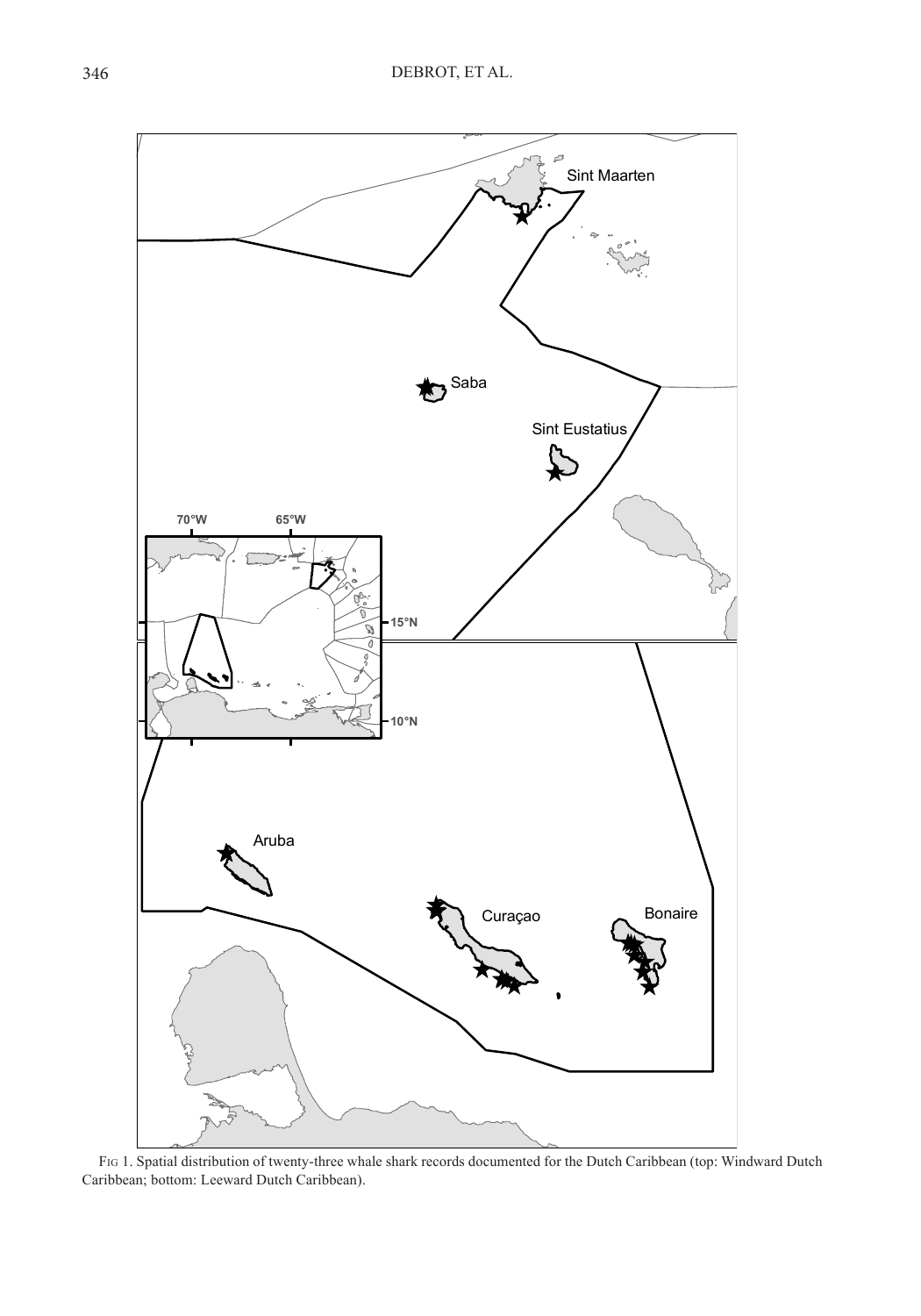Fig 1. Spatial distribution of twenty-three whale shark records documented for the Dutch Caribbean (top: Windward Dutch Caribbean; bottom: Leeward Dutch Caribbean).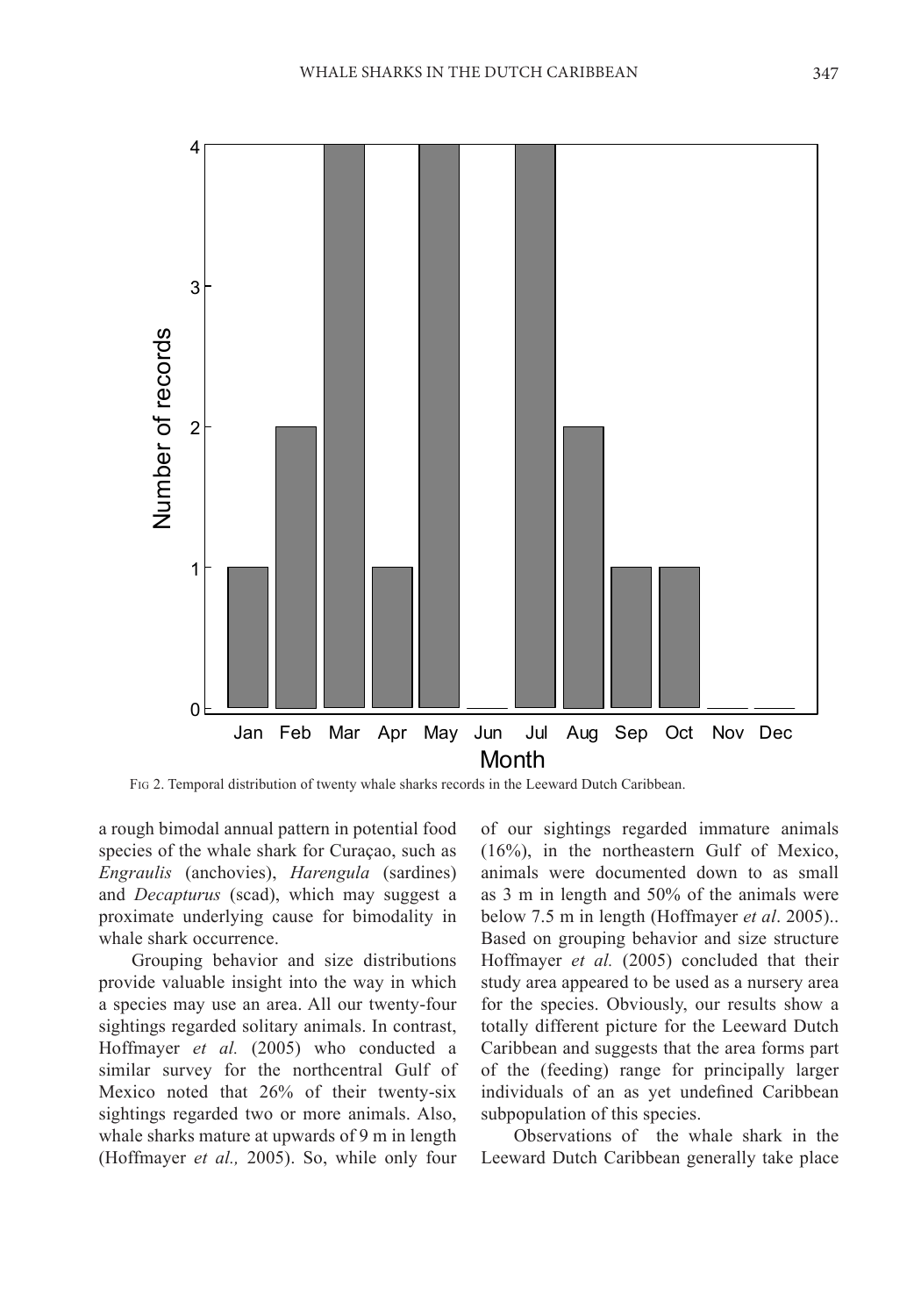Fig 2. Temporal distribution of twenty whale sharks records in the Leeward Dutch Caribbean.

a rough bimodal annual pattern in potential food species of the whale shark for Curaçao, such as *Engraulis* (anchovies), *Harengula* (sardines) and *Decapturus* (scad), which may suggest a proximate underlying cause for bimodality in whale shark occurrence.

Grouping behavior and size distributions provide valuable insight into the way in which a species may use an area. All our twenty-four sightings regarded solitary animals. In contrast, Hoffmayer *et al.* (2005) who conducted a similar survey for the northcentral Gulf of Mexico noted that 26% of their twenty-six sightings regarded two or more animals. Also, whale sharks mature at upwards of 9 m in length (Hoffmayer *et al.,* 2005). So, while only four of our sightings regarded immature animals (16%), in the northeastern Gulf of Mexico, animals were documented down to as small as 3 m in length and 50% of the animals were below 7.5 m in length (Hoffmayer *et al*. 2005).. Based on grouping behavior and size structure Hoffmayer *et al.* (2005) concluded that their study area appeared to be used as a nursery area for the species. Obviously, our results show a totally different picture for the Leeward Dutch Caribbean and suggests that the area forms part of the (feeding) range for principally larger individuals of an as yet undefined Caribbean subpopulation of this species.

Observations of the whale shark in the Leeward Dutch Caribbean generally take place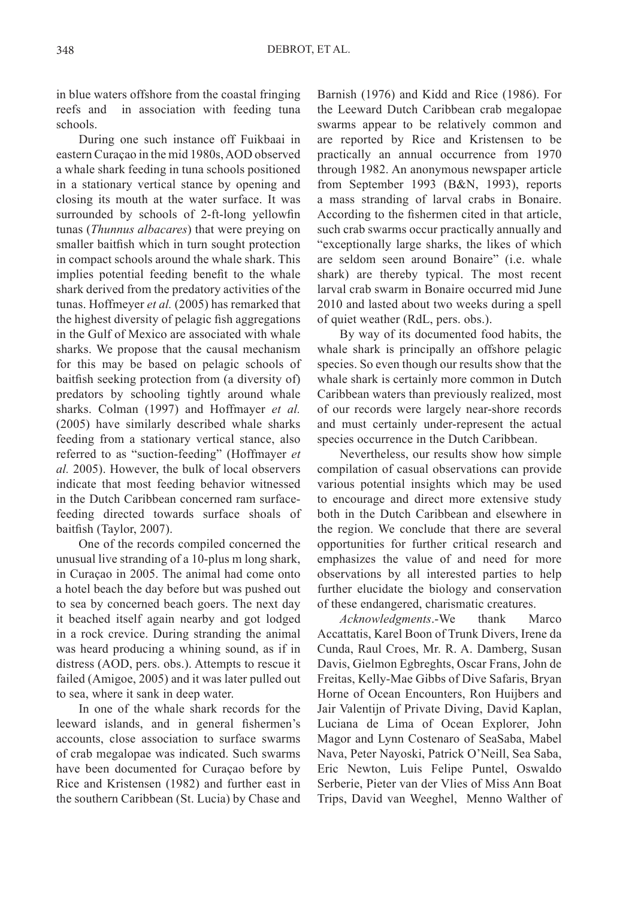in blue waters offshore from the coastal fringing reefs and in association with feeding tuna schools.

During one such instance off Fuikbaai in eastern Curaçao in the mid 1980s, AOD observed a whale shark feeding in tuna schools positioned in a stationary vertical stance by opening and closing its mouth at the water surface. It was surrounded by schools of 2-ft-long yellowfin tunas (*Thunnus albacares*) that were preying on smaller baitfish which in turn sought protection in compact schools around the whale shark. This implies potential feeding benefit to the whale shark derived from the predatory activities of the tunas. Hoffmeyer *et al.* (2005) has remarked that the highest diversity of pelagic fish aggregations in the Gulf of Mexico are associated with whale sharks. We propose that the causal mechanism for this may be based on pelagic schools of baitfish seeking protection from (a diversity of) predators by schooling tightly around whale sharks. Colman (1997) and Hoffmayer *et al.* (2005) have similarly described whale sharks feeding from a stationary vertical stance, also referred to as "suction-feeding" (Hoffmayer *et al.* 2005). However, the bulk of local observers indicate that most feeding behavior witnessed in the Dutch Caribbean concerned ram surface-feeding directed towards surface shoals of baitfish (Taylor, 2007).

One of the records compiled concerned the unusual live stranding of a 10-plus m long shark, in Curaçao in 2005. The animal had come onto a hotel beach the day before but was pushed out to sea by concerned beach goers. The next day it beached itself again nearby and got lodged in a rock crevice. During stranding the animal was heard producing a whining sound, as if in distress (AOD, pers. obs.). Attempts to rescue it failed (Amigoe, 2005) and it was later pulled out to sea, where it sank in deep water.

In one of the whale shark records for the leeward islands, and in general fishermen's accounts, close association to surface swarms of crab megalopae was indicated. Such swarms have been documented for Curaçao before by Rice and Kristensen (1982) and further east in the southern Caribbean (St. Lucia) by Chase and Barnish (1976) and Kidd and Rice (1986). For the Leeward Dutch Caribbean crab megalopae swarms appear to be relatively common and are reported by Rice and Kristensen to be practically an annual occurrence from 1970 through 1982. An anonymous newspaper article from September 1993 (B&N, 1993), reports a mass stranding of larval crabs in Bonaire. According to the fishermen cited in that article, such crab swarms occur practically annually and "exceptionally large sharks, the likes of which are seldom seen around Bonaire" (i.e. whale shark) are thereby typical. The most recent larval crab swarm in Bonaire occurred mid June 2010 and lasted about two weeks during a spell of quiet weather (RdL, pers. obs.).

By way of its documented food habits, the whale shark is principally an offshore pelagic species. So even though our results show that the whale shark is certainly more common in Dutch Caribbean waters than previously realized, most of our records were largely near-shore records and must certainly under-represent the actual species occurrence in the Dutch Caribbean.

Nevertheless, our results show how simple compilation of casual observations can provide various potential insights which may be used to encourage and direct more extensive study both in the Dutch Caribbean and elsewhere in the region. We conclude that there are several opportunities for further critical research and emphasizes the value of and need for more observations by all interested parties to help further elucidate the biology and conservation of these endangered, charismatic creatures.

*Acknowledgments*.-We thank Marco Accattatis, Karel Boon of Trunk Divers, Irene da Cunda, Raul Croes, Mr. R. A. Damberg, Susan Davis, Gielmon Egbreghts, Oscar Frans, John de Freitas, Kelly-Mae Gibbs of Dive Safaris, Bryan Horne of Ocean Encounters, Ron Huijbers and Jair Valentijn of Private Diving, David Kaplan, Luciana de Lima of Ocean Explorer, John Magor and Lynn Costenaro of SeaSaba, Mabel Nava, Peter Nayoski, Patrick O'Neill, Sea Saba, Eric Newton, Luis Felipe Puntel, Oswaldo Serberie, Pieter van der Vlies of Miss Ann Boat Trips, David van Weeghel, Menno Walther of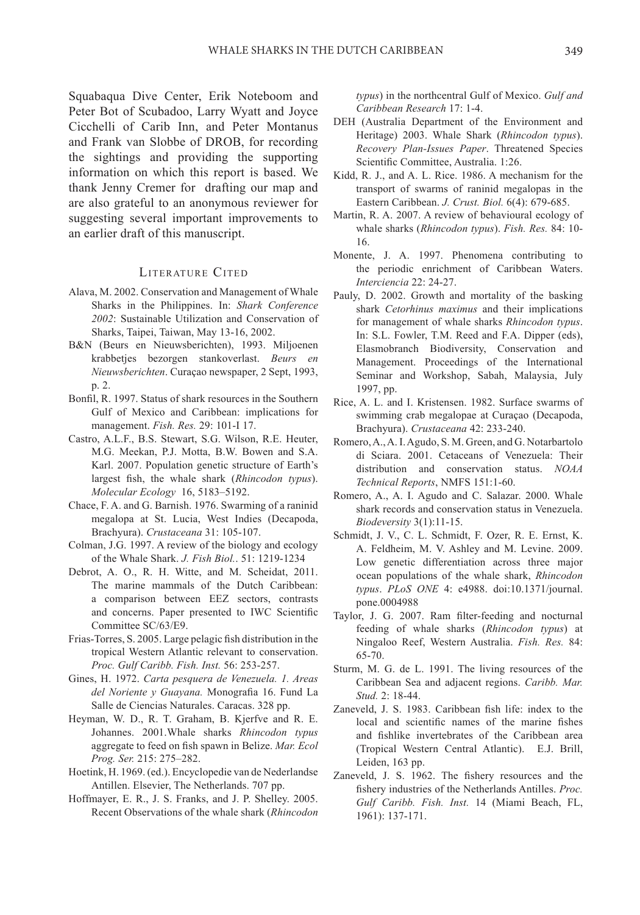Squabaqua Dive Center, Erik Noteboom and Peter Bot of Scubadoo, Larry Wyatt and Joyce Cicchelli of Carib Inn, and Peter Montanus and Frank van Slobbe of DROB, for recording the sightings and providing the supporting information on which this report is based. We thank Jenny Cremer for drafting our map and are also grateful to an anonymous reviewer for suggesting several important improvements to an earlier draft of this manuscript.

## Literature Cited

Alava, M. 2002. Conservation and Management of Whale Sharks in the Philippines. In: *Shark Conference 2002*: Sustainable Utilization and Conservation of Sharks, Taipei, Taiwan, May 13-16, 2002.

B&N (Beurs en Nieuwsberichten), 1993. Miljoenen krabbetjes bezorgen stankoverlast. *Beurs en Nieuwsberichten*. Curaçao newspaper, 2 Sept, 1993, p. 2.

Bonfil, R. 1997. Status of shark resources in the Southern Gulf of Mexico and Caribbean: implications for management. *Fish. Res.* 29: 101-I 17.

Castro, A.L.F., B.S. Stewart, S.G. Wilson, R.E. Heuter, M.G. Meekan, P.J. Motta, B.W. Bowen and S.A. Karl. 2007. Population genetic structure of Earth's largest fish, the whale shark (*Rhincodon typus*). *Molecular Ecology* 16, 5183–5192.

Chace, F. A. and G. Barnish. 1976. Swarming of a raninid megalopa at St. Lucia, West Indies (Decapoda, Brachyura). *Crustaceana* 31: 105-107.

Colman, J.G. 1997. A review of the biology and ecology of the Whale Shark. *J. Fish Biol.*. 51: 1219-1234

Debrot, A. O., R. H. Witte, and M. Scheidat, 2011. The marine mammals of the Dutch Caribbean: a comparison between EEZ sectors, contrasts and concerns. Paper presented to IWC Scientific Committee SC/63/E9.

Frias-Torres, S. 2005. Large pelagic fish distribution in the tropical Western Atlantic relevant to conservation. *Proc. Gulf Caribb. Fish. Inst.* 56: 253-257.

Gines, H. 1972. *Carta pesquera de Venezuela. 1. Areas del Noriente y Guayana.* Monografia 16. Fund La Salle de Ciencias Naturales. Caracas. 328 pp.

Heyman, W. D., R. T. Graham, B. Kjerfve and R. E. Johannes. 2001.Whale sharks *Rhincodon typus* aggregate to feed on fish spawn in Belize. *Mar. Ecol Prog. Ser.* 215: 275–282.

Hoetink, H. 1969. (ed.). Encyclopedie van de Nederlandse Antillen. Elsevier, The Netherlands. 707 pp.

Hoffmayer, E. R., J. S. Franks, and J. P. Shelley. 2005. Recent Observations of the whale shark (*Rhincodon typus*) in the northcentral Gulf of Mexico. *Gulf and Caribbean Research* 17: 1-4.

DEH (Australia Department of the Environment and Heritage) 2003. Whale Shark (*Rhincodon typus*). *Recovery Plan-Issues Paper*. Threatened Species Scientific Committee, Australia. 1:26.

Kidd, R. J., and A. L. Rice. 1986. A mechanism for the transport of swarms of raninid megalopas in the Eastern Caribbean. *J. Crust. Biol.* 6(4): 679-685.

Martin, R. A. 2007. A review of behavioural ecology of whale sharks (*Rhincodon typus*). *Fish. Res.* 84: 10-16.

Monente, J. A. 1997. Phenomena contributing to the periodic enrichment of Caribbean Waters. *Interciencia* 22: 24-27.

Pauly, D. 2002. Growth and mortality of the basking shark *Cetorhinus maximus* and their implications for management of whale sharks *Rhincodon typus*. In: S.L. Fowler, T.M. Reed and F.A. Dipper (eds), Elasmobranch Biodiversity, Conservation and Management. Proceedings of the International Seminar and Workshop, Sabah, Malaysia, July 1997, pp.

Rice, A. L. and I. Kristensen. 1982. Surface swarms of swimming crab megalopae at Curaçao (Decapoda, Brachyura). *Crustaceana* 42: 233-240.

Romero, A., A. I. Agudo, S. M. Green, and G. Notarbartolo di Sciara. 2001. Cetaceans of Venezuela: Their distribution and conservation status. *NOAA Technical Reports*, NMFS 151:1-60.

Romero, A., A. I. Agudo and C. Salazar. 2000. Whale shark records and conservation status in Venezuela. *Biodeversity* 3(1):11-15.

Schmidt, J. V., C. L. Schmidt, F. Ozer, R. E. Ernst, K. A. Feldheim, M. V. Ashley and M. Levine. 2009. Low genetic differentiation across three major ocean populations of the whale shark, *Rhincodon typus*. *PLoS ONE* 4: e4988. doi:10.1371/journal.pone.0004988

Taylor, J. G. 2007. Ram filter-feeding and nocturnal feeding of whale sharks (*Rhincodon typus*) at Ningaloo Reef, Western Australia. *Fish. Res.* 84: 65-70.

Sturm, M. G. de L. 1991. The living resources of the Caribbean Sea and adjacent regions. *Caribb. Mar. Stud.* 2: 18-44.

Zaneveld, J. S. 1983. Caribbean fish life: index to the local and scientific names of the marine fishes and fishlike invertebrates of the Caribbean area (Tropical Western Central Atlantic). E.J. Brill, Leiden, 163 pp.

Zaneveld, J. S. 1962. The fishery resources and the fishery industries of the Netherlands Antilles. *Proc. Gulf Caribb. Fish. Inst.* 14 (Miami Beach, FL, 1961): 137-171.